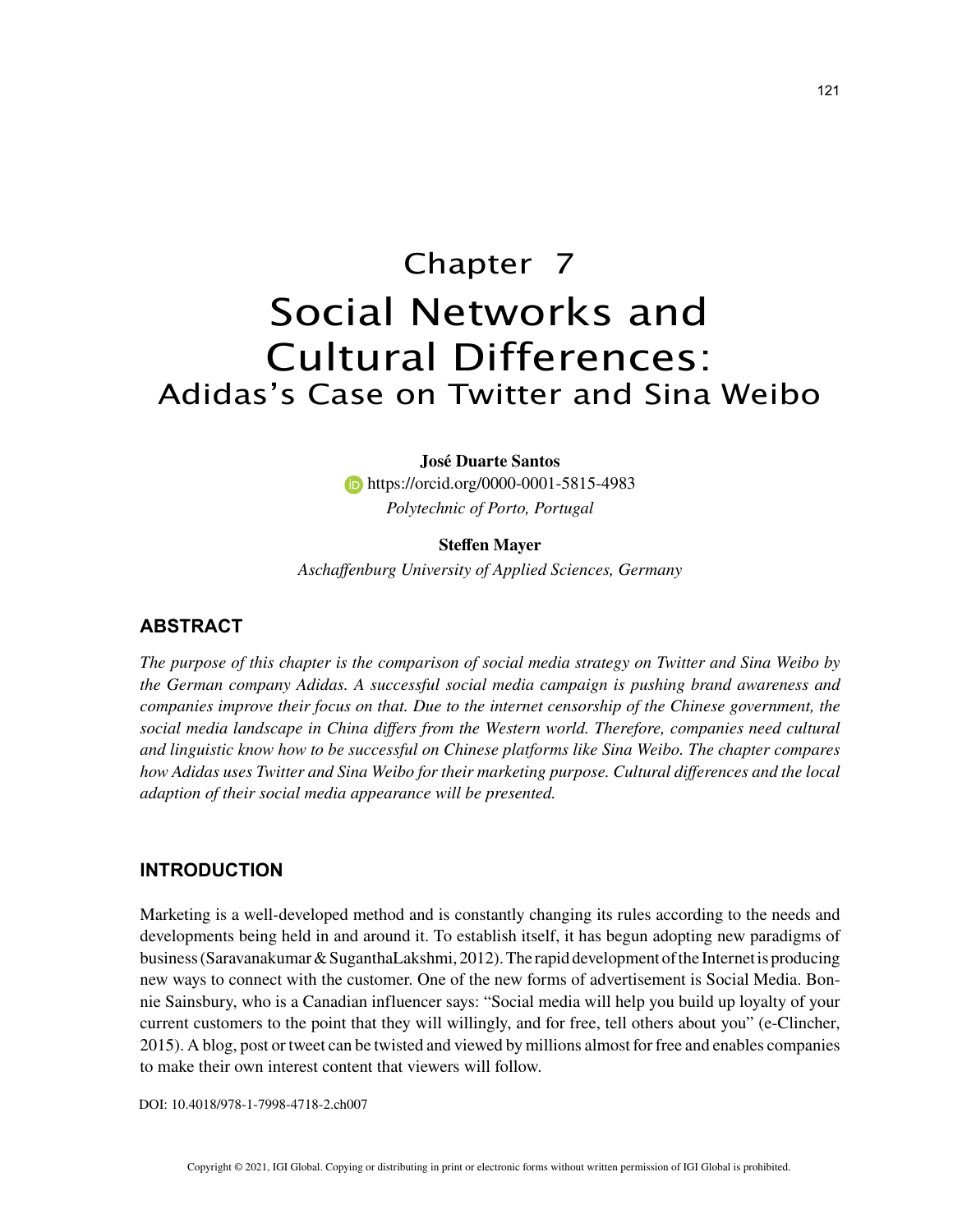# Chapter 7
# Social Networks and Cultural Differences:
## Adidas's Case on Twitter and Sina Weibo

**José Duarte Santos**
https://orcid.org/0000-0001-5815-4983
*Polytechnic of Porto, Portugal*

**Steffen Mayer**
*Aschaffenburg University of Applied Sciences, Germany*

## ABSTRACT

*The purpose of this chapter is the comparison of social media strategy on Twitter and Sina Weibo by the German company Adidas. A successful social media campaign is pushing brand awareness and companies improve their focus on that. Due to the internet censorship of the Chinese government, the social media landscape in China differs from the Western world. Therefore, companies need cultural and linguistic know how to be successful on Chinese platforms like Sina Weibo. The chapter compares how Adidas uses Twitter and Sina Weibo for their marketing purpose. Cultural differences and the local adaption of their social media appearance will be presented.*

## INTRODUCTION

Marketing is a well-developed method and is constantly changing its rules according to the needs and developments being held in and around it. To establish itself, it has begun adopting new paradigms of business (Saravanakumar & SuganthaLakshmi, 2012). The rapid development of the Internet is producing new ways to connect with the customer. One of the new forms of advertisement is Social Media. Bonnie Sainsbury, who is a Canadian influencer says: "Social media will help you build up loyalty of your current customers to the point that they will willingly, and for free, tell others about you" (e-Clincher, 2015). A blog, post or tweet can be twisted and viewed by millions almost for free and enables companies to make their own interest content that viewers will follow.

DOI: 10.4018/978-1-7998-4718-2.ch007

Copyright © 2021, IGI Global. Copying or distributing in print or electronic forms without written permission of IGI Global is prohibited.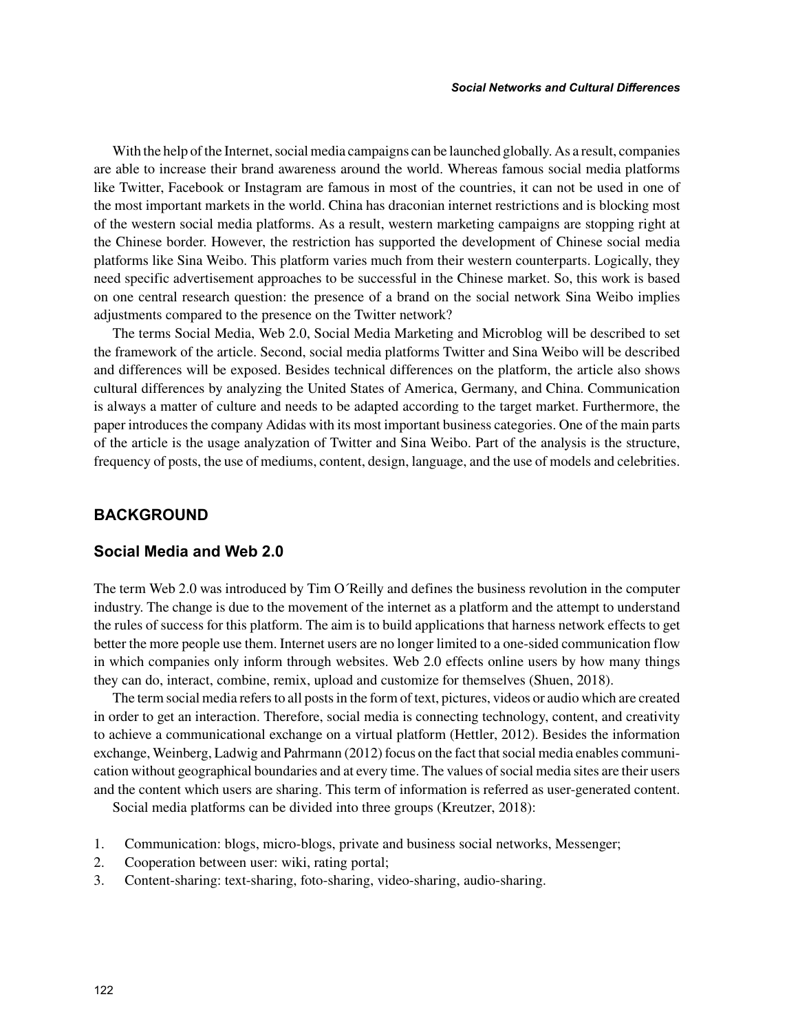With the help of the Internet, social media campaigns can be launched globally. As a result, companies are able to increase their brand awareness around the world. Whereas famous social media platforms like Twitter, Facebook or Instagram are famous in most of the countries, it can not be used in one of the most important markets in the world. China has draconian internet restrictions and is blocking most of the western social media platforms. As a result, western marketing campaigns are stopping right at the Chinese border. However, the restriction has supported the development of Chinese social media platforms like Sina Weibo. This platform varies much from their western counterparts. Logically, they need specific advertisement approaches to be successful in the Chinese market. So, this work is based on one central research question: the presence of a brand on the social network Sina Weibo implies adjustments compared to the presence on the Twitter network?

The terms Social Media, Web 2.0, Social Media Marketing and Microblog will be described to set the framework of the article. Second, social media platforms Twitter and Sina Weibo will be described and differences will be exposed. Besides technical differences on the platform, the article also shows cultural differences by analyzing the United States of America, Germany, and China. Communication is always a matter of culture and needs to be adapted according to the target market. Furthermore, the paper introduces the company Adidas with its most important business categories. One of the main parts of the article is the usage analyzation of Twitter and Sina Weibo. Part of the analysis is the structure, frequency of posts, the use of mediums, content, design, language, and the use of models and celebrities.

## BACKGROUND

### Social Media and Web 2.0

The term Web 2.0 was introduced by Tim O´Reilly and defines the business revolution in the computer industry. The change is due to the movement of the internet as a platform and the attempt to understand the rules of success for this platform. The aim is to build applications that harness network effects to get better the more people use them. Internet users are no longer limited to a one-sided communication flow in which companies only inform through websites. Web 2.0 effects online users by how many things they can do, interact, combine, remix, upload and customize for themselves (Shuen, 2018).

The term social media refers to all posts in the form of text, pictures, videos or audio which are created in order to get an interaction. Therefore, social media is connecting technology, content, and creativity to achieve a communicational exchange on a virtual platform (Hettler, 2012). Besides the information exchange, Weinberg, Ladwig and Pahrmann (2012) focus on the fact that social media enables communication without geographical boundaries and at every time. The values of social media sites are their users and the content which users are sharing. This term of information is referred as user-generated content.

Social media platforms can be divided into three groups (Kreutzer, 2018):

1. Communication: blogs, micro-blogs, private and business social networks, Messenger;
2. Cooperation between user: wiki, rating portal;
3. Content-sharing: text-sharing, foto-sharing, video-sharing, audio-sharing.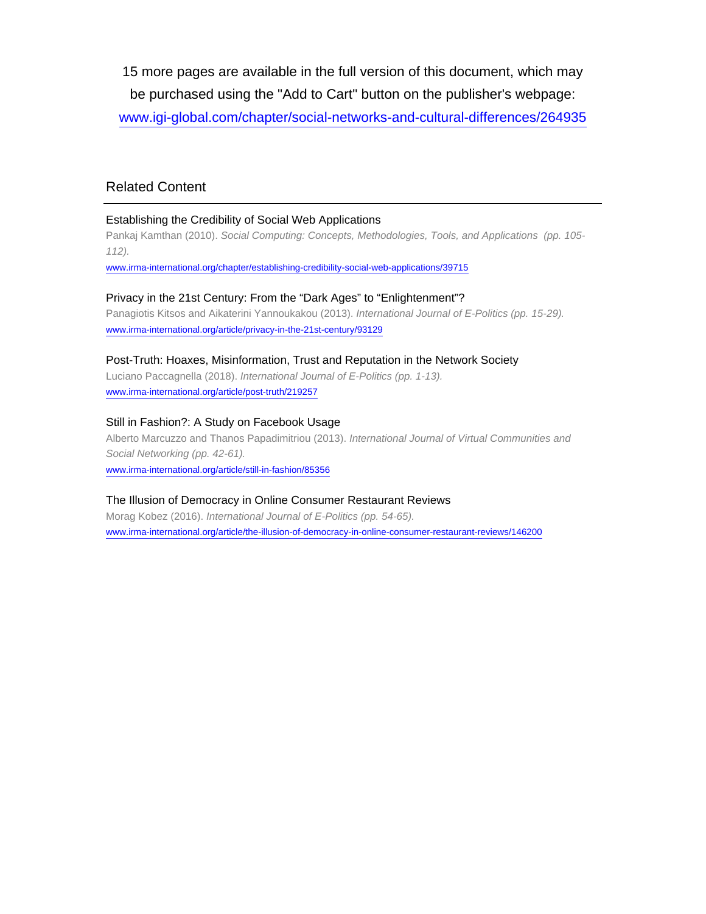15 more pages are available in the full version of this document, which may be purchased using the "Add to Cart" button on the publisher's webpage: [www.igi-global.com/chapter/social-networks-and-cultural-differences/264935](www.igi-global.com/chapter/social-networks-and-cultural-differences/264935)

## Related Content

**Establishing the Credibility of Social Web Applications**
Pankaj Kamthan (2010). *Social Computing: Concepts, Methodologies, Tools, and Applications (pp. 105-112).*
[www.irma-international.org/chapter/establishing-credibility-social-web-applications/39715](www.irma-international.org/chapter/establishing-credibility-social-web-applications/39715)

**Privacy in the 21st Century: From the “Dark Ages” to “Enlightenment”?**
Panagiotis Kitsos and Aikaterini Yannoukakou (2013). *International Journal of E-Politics (pp. 15-29).*
[www.irma-international.org/article/privacy-in-the-21st-century/93129](www.irma-international.org/article/privacy-in-the-21st-century/93129)

**Post-Truth: Hoaxes, Misinformation, Trust and Reputation in the Network Society**
Luciano Paccagnella (2018). *International Journal of E-Politics (pp. 1-13).*
[www.irma-international.org/article/post-truth/219257](www.irma-international.org/article/post-truth/219257)

**Still in Fashion?: A Study on Facebook Usage**
Alberto Marcuzzo and Thanos Papadimitriou (2013). *International Journal of Virtual Communities and Social Networking (pp. 42-61).*
[www.irma-international.org/article/still-in-fashion/85356](www.irma-international.org/article/still-in-fashion/85356)

**The Illusion of Democracy in Online Consumer Restaurant Reviews**
Morag Kobez (2016). *International Journal of E-Politics (pp. 54-65).*
[www.irma-international.org/article/the-illusion-of-democracy-in-online-consumer-restaurant-reviews/146200](www.irma-international.org/article/the-illusion-of-democracy-in-online-consumer-restaurant-reviews/146200)